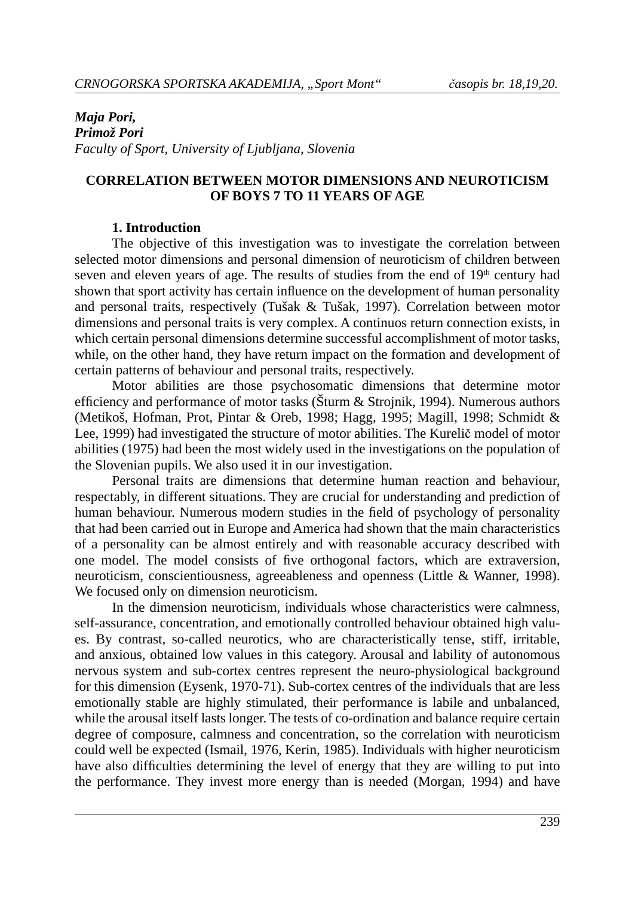*Maja Pori,*
***Primož Pori***
*Faculty of Sport, University of Ljubljana, Slovenia*

## CORRELATION BETWEEN MOTOR DIMENSIONS AND NEUROTICISM OF BOYS 7 TO 11 YEARS OF AGE

### 1. Introduction

The objective of this investigation was to investigate the correlation between selected motor dimensions and personal dimension of neuroticism of children between seven and eleven years of age. The results of studies from the end of 19th century had shown that sport activity has certain influence on the development of human personality and personal traits, respectively (Tušak & Tušak, 1997). Correlation between motor dimensions and personal traits is very complex. A continuos return connection exists, in which certain personal dimensions determine successful accomplishment of motor tasks, while, on the other hand, they have return impact on the formation and development of certain patterns of behaviour and personal traits, respectively.

Motor abilities are those psychosomatic dimensions that determine motor efficiency and performance of motor tasks (Šturm & Strojnik, 1994). Numerous authors (Metikoš, Hofman, Prot, Pintar & Oreb, 1998; Hagg, 1995; Magill, 1998; Schmidt & Lee, 1999) had investigated the structure of motor abilities. The Kurelič model of motor abilities (1975) had been the most widely used in the investigations on the population of the Slovenian pupils. We also used it in our investigation.

Personal traits are dimensions that determine human reaction and behaviour, respectably, in different situations. They are crucial for understanding and prediction of human behaviour. Numerous modern studies in the field of psychology of personality that had been carried out in Europe and America had shown that the main characteristics of a personality can be almost entirely and with reasonable accuracy described with one model. The model consists of five orthogonal factors, which are extraversion, neuroticism, conscientiousness, agreeableness and openness (Little & Wanner, 1998). We focused only on dimension neuroticism.

In the dimension neuroticism, individuals whose characteristics were calmness, self-assurance, concentration, and emotionally controlled behaviour obtained high values. By contrast, so-called neurotics, who are characteristically tense, stiff, irritable, and anxious, obtained low values in this category. Arousal and lability of autonomous nervous system and sub-cortex centres represent the neuro-physiological background for this dimension (Eysenk, 1970-71). Sub-cortex centres of the individuals that are less emotionally stable are highly stimulated, their performance is labile and unbalanced, while the arousal itself lasts longer. The tests of co-ordination and balance require certain degree of composure, calmness and concentration, so the correlation with neuroticism could well be expected (Ismail, 1976, Kerin, 1985). Individuals with higher neuroticism have also difficulties determining the level of energy that they are willing to put into the performance. They invest more energy than is needed (Morgan, 1994) and have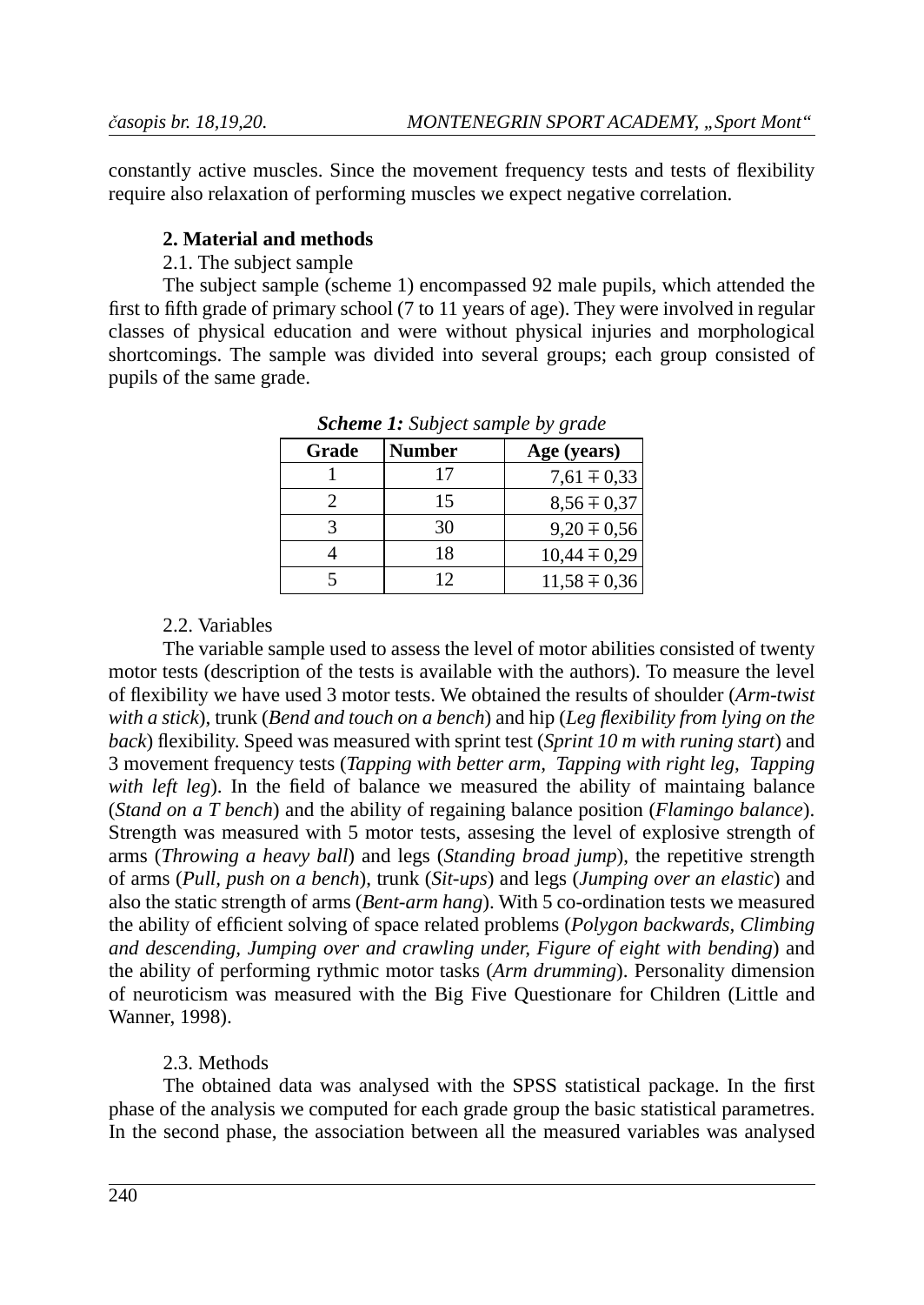constantly active muscles. Since the movement frequency tests and tests of flexibility require also relaxation of performing muscles we expect negative correlation.

## 2. Material and methods

### 2.1. The subject sample

The subject sample (scheme 1) encompassed 92 male pupils, which attended the first to fifth grade of primary school (7 to 11 years of age). They were involved in regular classes of physical education and were without physical injuries and morphological shortcomings. The sample was divided into several groups; each group consisted of pupils of the same grade.

***Scheme 1:*** *Subject sample by grade*

| Grade | Number | Age (years) |
|---|---|---|
| 1 | 17 | 7,61 ∓ 0,33 |
| 2 | 15 | 8,56 ∓ 0,37 |
| 3 | 30 | 9,20 ∓ 0,56 |
| 4 | 18 | 10,44 ∓ 0,29 |
| 5 | 12 | 11,58 ∓ 0,36 |

### 2.2. Variables

The variable sample used to assess the level of motor abilities consisted of twenty motor tests (description of the tests is available with the authors). To measure the level of flexibility we have used 3 motor tests. We obtained the results of shoulder (*Arm-twist with a stick*), trunk (*Bend and touch on a bench*) and hip (*Leg flexibility from lying on the back*) flexibility. Speed was measured with sprint test (*Sprint 10 m with runing start*) and 3 movement frequency tests (*Tapping with better arm, Tapping with right leg, Tapping with left leg*). In the field of balance we measured the ability of maintaing balance (*Stand on a T bench*) and the ability of regaining balance position (*Flamingo balance*). Strength was measured with 5 motor tests, assesing the level of explosive strength of arms (*Throwing a heavy ball*) and legs (*Standing broad jump*), the repetitive strength of arms (*Pull, push on a bench*), trunk (*Sit-ups*) and legs (*Jumping over an elastic*) and also the static strength of arms (*Bent-arm hang*). With 5 co-ordination tests we measured the ability of efficient solving of space related problems (*Polygon backwards, Climbing and descending, Jumping over and crawling under, Figure of eight with bending*) and the ability of performing rythmic motor tasks (*Arm drumming*). Personality dimension of neuroticism was measured with the Big Five Questionare for Children (Little and Wanner, 1998).

### 2.3. Methods

The obtained data was analysed with the SPSS statistical package. In the first phase of the analysis we computed for each grade group the basic statistical parametres. In the second phase, the association between all the measured variables was analysed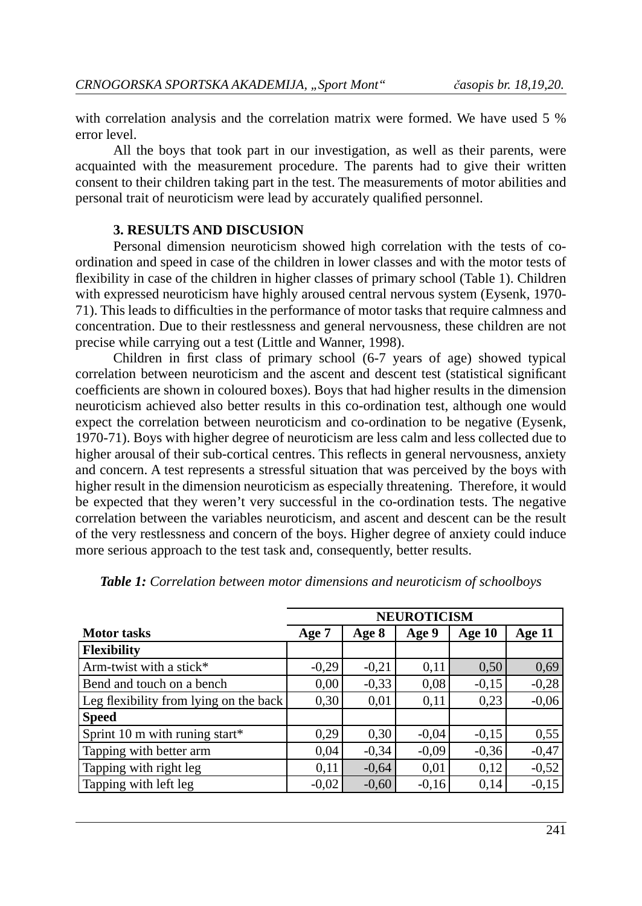with correlation analysis and the correlation matrix were formed. We have used 5 % error level.

All the boys that took part in our investigation, as well as their parents, were acquainted with the measurement procedure. The parents had to give their written consent to their children taking part in the test. The measurements of motor abilities and personal trait of neuroticism were lead by accurately qualified personnel.

### 3. RESULTS AND DISCUSION

Personal dimension neuroticism showed high correlation with the tests of co-ordination and speed in case of the children in lower classes and with the motor tests of flexibility in case of the children in higher classes of primary school (Table 1). Children with expressed neuroticism have highly aroused central nervous system (Eysenk, 1970-71). This leads to difficulties in the performance of motor tasks that require calmness and concentration. Due to their restlessness and general nervousness, these children are not precise while carrying out a test (Little and Wanner, 1998).

Children in first class of primary school (6-7 years of age) showed typical correlation between neuroticism and the ascent and descent test (statistical significant coefficients are shown in coloured boxes). Boys that had higher results in the dimension neuroticism achieved also better results in this co-ordination test, although one would expect the correlation between neuroticism and co-ordination to be negative (Eysenk, 1970-71). Boys with higher degree of neuroticism are less calm and less collected due to higher arousal of their sub-cortical centres. This reflects in general nervousness, anxiety and concern. A test represents a stressful situation that was perceived by the boys with higher result in the dimension neuroticism as especially threatening. Therefore, it would be expected that they weren't very successful in the co-ordination tests. The negative correlation between the variables neuroticism, and ascent and descent can be the result of the very restlessness and concern of the boys. Higher degree of anxiety could induce more serious approach to the test task and, consequently, better results.

***Table 1:*** *Correlation between motor dimensions and neuroticism of schoolboys*

| | NEUROTICISM | | | | |
|---|---|---|---|---|---|
| **Motor tasks** | **Age 7** | **Age 8** | **Age 9** | **Age 10** | **Age 11** |
| **Flexibility** | | | | | |
| Arm-twist with a stick* | -0,29 | -0,21 | 0,11 | 0,50 | 0,69 |
| Bend and touch on a bench | 0,00 | -0,33 | 0,08 | -0,15 | -0,28 |
| Leg flexibility from lying on the back | 0,30 | 0,01 | 0,11 | 0,23 | -0,06 |
| **Speed** | | | | | |
| Sprint 10 m with runing start* | 0,29 | 0,30 | -0,04 | -0,15 | 0,55 |
| Tapping with better arm | 0,04 | -0,34 | -0,09 | -0,36 | -0,47 |
| Tapping with right leg | 0,11 | -0,64 | 0,01 | 0,12 | -0,52 |
| Tapping with left leg | -0,02 | -0,60 | -0,16 | 0,14 | -0,15 |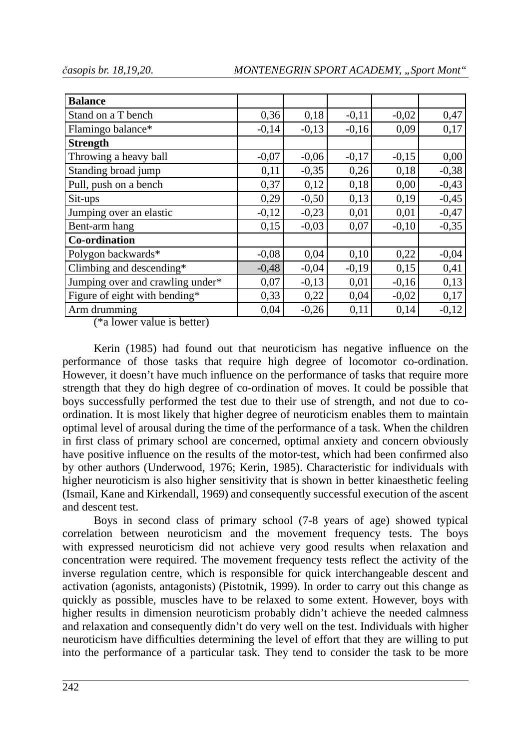| | | | | | |
|---|---|---|---|---|---|
| **Balance** | | | | | |
| Stand on a T bench | 0,36 | 0,18 | -0,11 | -0,02 | 0,47 |
| Flamingo balance* | -0,14 | -0,13 | -0,16 | 0,09 | 0,17 |
| **Strength** | | | | | |
| Throwing a heavy ball | -0,07 | -0,06 | -0,17 | -0,15 | 0,00 |
| Standing broad jump | 0,11 | -0,35 | 0,26 | 0,18 | -0,38 |
| Pull, push on a bench | 0,37 | 0,12 | 0,18 | 0,00 | -0,43 |
| Sit-ups | 0,29 | -0,50 | 0,13 | 0,19 | -0,45 |
| Jumping over an elastic | -0,12 | -0,23 | 0,01 | 0,01 | -0,47 |
| Bent-arm hang | 0,15 | -0,03 | 0,07 | -0,10 | -0,35 |
| **Co-ordination** | | | | | |
| Polygon backwards* | -0,08 | 0,04 | 0,10 | 0,22 | -0,04 |
| Climbing and descending* | -0,48 | -0,04 | -0,19 | 0,15 | 0,41 |
| Jumping over and crawling under* | 0,07 | -0,13 | 0,01 | -0,16 | 0,13 |
| Figure of eight with bending* | 0,33 | 0,22 | 0,04 | -0,02 | 0,17 |
| Arm drumming | 0,04 | -0,26 | 0,11 | 0,14 | -0,12 |

(*a lower value is better)

Kerin (1985) had found out that neuroticism has negative influence on the performance of those tasks that require high degree of locomotor co-ordination. However, it doesn't have much influence on the performance of tasks that require more strength that they do high degree of co-ordination of moves. It could be possible that boys successfully performed the test due to their use of strength, and not due to co-ordination. It is most likely that higher degree of neuroticism enables them to maintain optimal level of arousal during the time of the performance of a task. When the children in first class of primary school are concerned, optimal anxiety and concern obviously have positive influence on the results of the motor-test, which had been confirmed also by other authors (Underwood, 1976; Kerin, 1985). Characteristic for individuals with higher neuroticism is also higher sensitivity that is shown in better kinaesthetic feeling (Ismail, Kane and Kirkendall, 1969) and consequently successful execution of the ascent and descent test.

Boys in second class of primary school (7-8 years of age) showed typical correlation between neuroticism and the movement frequency tests. The boys with expressed neuroticism did not achieve very good results when relaxation and concentration were required. The movement frequency tests reflect the activity of the inverse regulation centre, which is responsible for quick interchangeable descent and activation (agonists, antagonists) (Pistotnik, 1999). In order to carry out this change as quickly as possible, muscles have to be relaxed to some extent. However, boys with higher results in dimension neuroticism probably didn't achieve the needed calmness and relaxation and consequently didn't do very well on the test. Individuals with higher neuroticism have difficulties determining the level of effort that they are willing to put into the performance of a particular task. They tend to consider the task to be more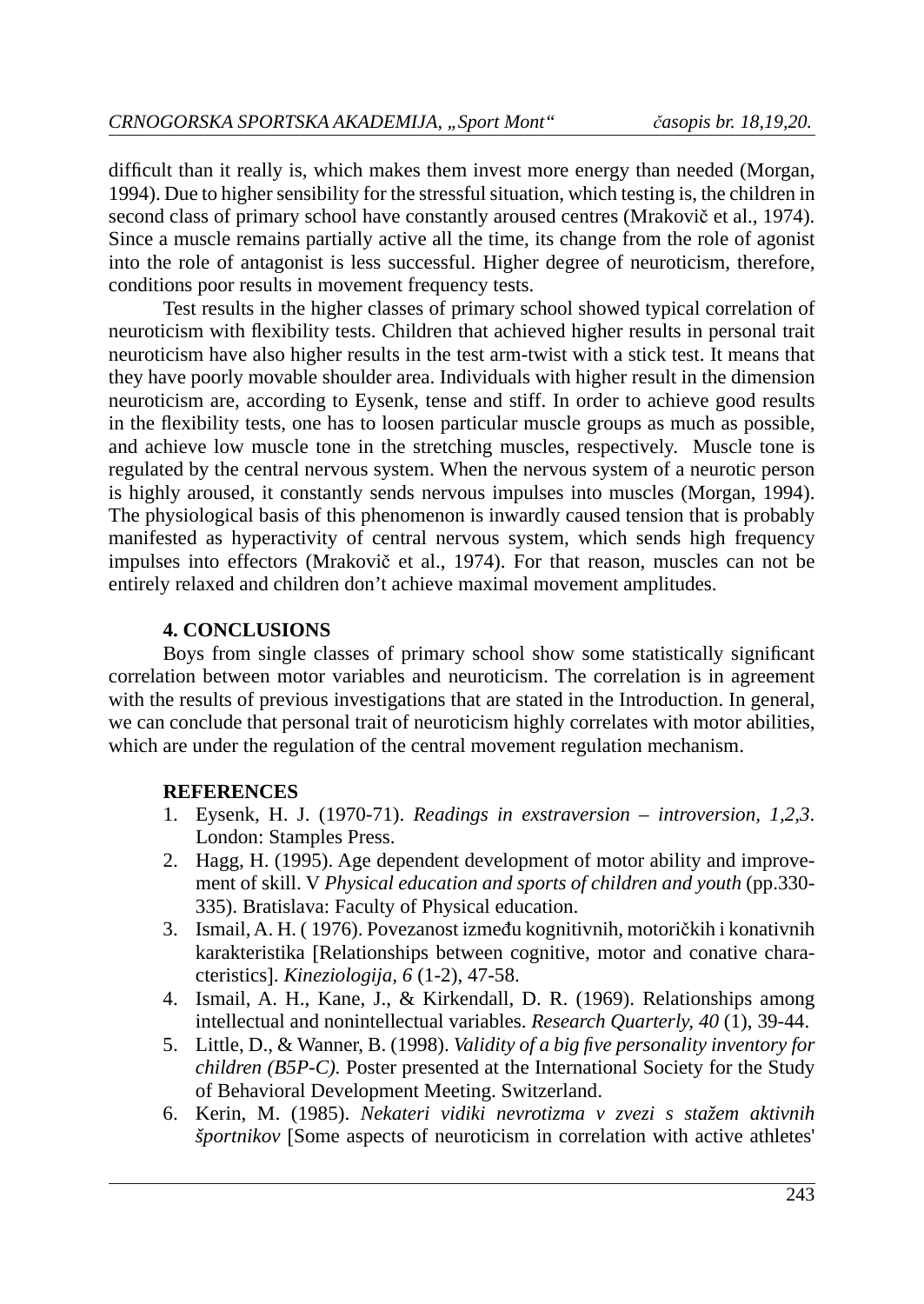difficult than it really is, which makes them invest more energy than needed (Morgan, 1994). Due to higher sensibility for the stressful situation, which testing is, the children in second class of primary school have constantly aroused centres (Mrakovič et al., 1974). Since a muscle remains partially active all the time, its change from the role of agonist into the role of antagonist is less successful. Higher degree of neuroticism, therefore, conditions poor results in movement frequency tests.

Test results in the higher classes of primary school showed typical correlation of neuroticism with flexibility tests. Children that achieved higher results in personal trait neuroticism have also higher results in the test arm-twist with a stick test. It means that they have poorly movable shoulder area. Individuals with higher result in the dimension neuroticism are, according to Eysenk, tense and stiff. In order to achieve good results in the flexibility tests, one has to loosen particular muscle groups as much as possible, and achieve low muscle tone in the stretching muscles, respectively. Muscle tone is regulated by the central nervous system. When the nervous system of a neurotic person is highly aroused, it constantly sends nervous impulses into muscles (Morgan, 1994). The physiological basis of this phenomenon is inwardly caused tension that is probably manifested as hyperactivity of central nervous system, which sends high frequency impulses into effectors (Mrakovič et al., 1974). For that reason, muscles can not be entirely relaxed and children don't achieve maximal movement amplitudes.

## 4. CONCLUSIONS

Boys from single classes of primary school show some statistically significant correlation between motor variables and neuroticism. The correlation is in agreement with the results of previous investigations that are stated in the Introduction. In general, we can conclude that personal trait of neuroticism highly correlates with motor abilities, which are under the regulation of the central movement regulation mechanism.

## REFERENCES

1. Eysenk, H. J. (1970-71). *Readings in exstraversion – introversion, 1,2,3*. London: Stamples Press.
2. Hagg, H. (1995). Age dependent development of motor ability and improvement of skill. V *Physical education and sports of children and youth* (pp.330-335). Bratislava: Faculty of Physical education.
3. Ismail, A. H. ( 1976). Povezanost između kognitivnih, motoričkih i konativnih karakteristika [Relationships between cognitive, motor and conative characteristics]. *Kineziologija, 6* (1-2), 47-58.
4. Ismail, A. H., Kane, J., & Kirkendall, D. R. (1969). Relationships among intellectual and nonintellectual variables. *Research Quarterly, 40* (1), 39-44.
5. Little, D., & Wanner, B. (1998). *Validity of a big five personality inventory for children (B5P-C).* Poster presented at the International Society for the Study of Behavioral Development Meeting. Switzerland.
6. Kerin, M. (1985). *Nekateri vidiki nevrotizma v zvezi s stažem aktivnih športnikov* [Some aspects of neuroticism in correlation with active athletes'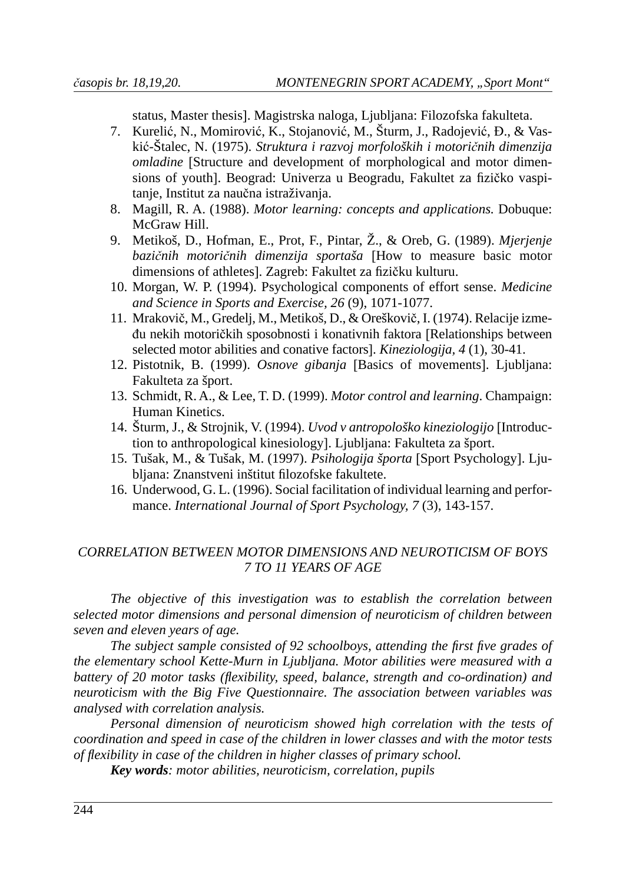status, Master thesis]. Magistrska naloga, Ljubljana: Filozofska fakulteta.

7. Kurelić, N., Momirović, K., Stojanović, M., Šturm, J., Radojević, Đ., & Vaskić-Štalec, N. (1975). *Struktura i razvoj morfoloških i motoričnih dimenzija omladine* [Structure and development of morphological and motor dimensions of youth]. Beograd: Univerza u Beogradu, Fakultet za fizičko vaspitanje, Institut za naučna istraživanja.
8. Magill, R. A. (1988). *Motor learning: concepts and applications.* Dobuque: McGraw Hill.
9. Metikoš, D., Hofman, E., Prot, F., Pintar, Ž., & Oreb, G. (1989). *Mjerjenje bazičnih motoričnih dimenzija sportaša* [How to measure basic motor dimensions of athletes]. Zagreb: Fakultet za fizičku kulturu.
10. Morgan, W. P. (1994). Psychological components of effort sense. *Medicine and Science in Sports and Exercise, 26* (9), 1071-1077.
11. Mrakovič, M., Gredelj, M., Metikoš, D., & Oreškovič, I. (1974). Relacije između nekih motoričkih sposobnosti i konativnih faktora [Relationships between selected motor abilities and conative factors]. *Kineziologija, 4* (1), 30-41.
12. Pistotnik, B. (1999). *Osnove gibanja* [Basics of movements]. Ljubljana: Fakulteta za šport.
13. Schmidt, R. A., & Lee, T. D. (1999). *Motor control and learning*. Champaign: Human Kinetics.
14. Šturm, J., & Strojnik, V. (1994). *Uvod v antropološko kineziologijo* [Introduction to anthropological kinesiology]. Ljubljana: Fakulteta za šport.
15. Tušak, M., & Tušak, M. (1997). *Psihologija športa* [Sport Psychology]. Ljubljana: Znanstveni inštitut filozofske fakultete.
16. Underwood, G. L. (1996). Social facilitation of individual learning and performance. *International Journal of Sport Psychology, 7* (3), 143-157.

## *CORRELATION BETWEEN MOTOR DIMENSIONS AND NEUROTICISM OF BOYS 7 TO 11 YEARS OF AGE*

*The objective of this investigation was to establish the correlation between selected motor dimensions and personal dimension of neuroticism of children between seven and eleven years of age.*

*The subject sample consisted of 92 schoolboys, attending the first five grades of the elementary school Kette-Murn in Ljubljana. Motor abilities were measured with a battery of 20 motor tasks (flexibility, speed, balance, strength and co-ordination) and neuroticism with the Big Five Questionnaire. The association between variables was analysed with correlation analysis.*

*Personal dimension of neuroticism showed high correlation with the tests of coordination and speed in case of the children in lower classes and with the motor tests of flexibility in case of the children in higher classes of primary school.*

***Key words**: motor abilities, neuroticism, correlation, pupils*